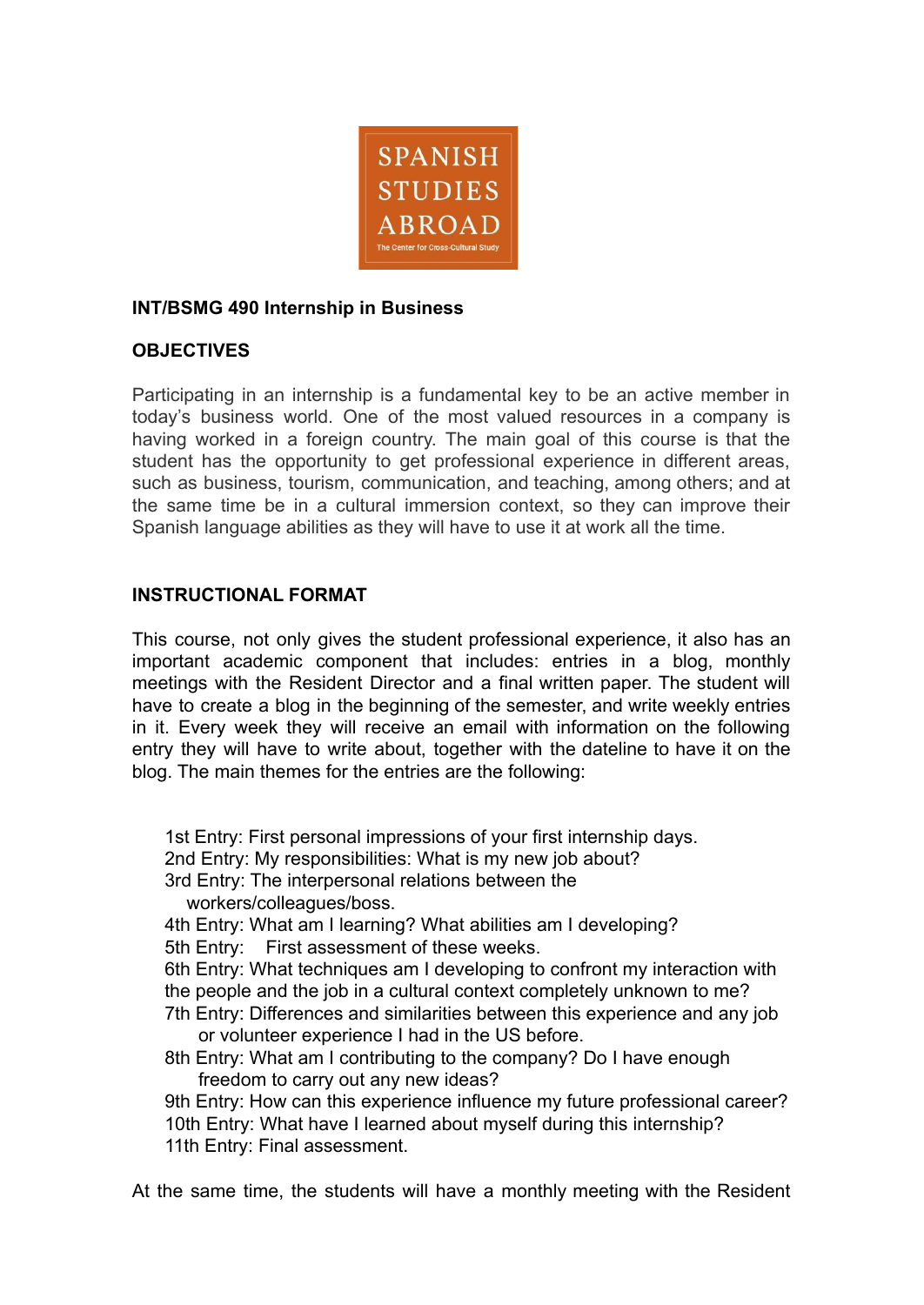SPANISH STUDIES ABROAD

The Center for Cross-Cultural Study

**INT/BSMG 490 Internship in Business**

## OBJECTIVES

Participating in an internship is a fundamental key to be an active member in today's business world. One of the most valued resources in a company is having worked in a foreign country. The main goal of this course is that the student has the opportunity to get professional experience in different areas, such as business, tourism, communication, and teaching, among others; and at the same time be in a cultural immersion context, so they can improve their Spanish language abilities as they will have to use it at work all the time.

## INSTRUCTIONAL FORMAT

This course, not only gives the student professional experience, it also has an important academic component that includes: entries in a blog, monthly meetings with the Resident Director and a final written paper. The student will have to create a blog in the beginning of the semester, and write weekly entries in it. Every week they will receive an email with information on the following entry they will have to write about, together with the dateline to have it on the blog. The main themes for the entries are the following:

- 1st Entry: First personal impressions of your first internship days.
- 2nd Entry: My responsibilities: What is my new job about?
- 3rd Entry: The interpersonal relations between the workers/colleagues/boss.
- 4th Entry: What am I learning? What abilities am I developing?
- 5th Entry: First assessment of these weeks.
- 6th Entry: What techniques am I developing to confront my interaction with the people and the job in a cultural context completely unknown to me?
- 7th Entry: Differences and similarities between this experience and any job or volunteer experience I had in the US before.
- 8th Entry: What am I contributing to the company? Do I have enough freedom to carry out any new ideas?
- 9th Entry: How can this experience influence my future professional career?
- 10th Entry: What have I learned about myself during this internship?
- 11th Entry: Final assessment.

At the same time, the students will have a monthly meeting with the Resident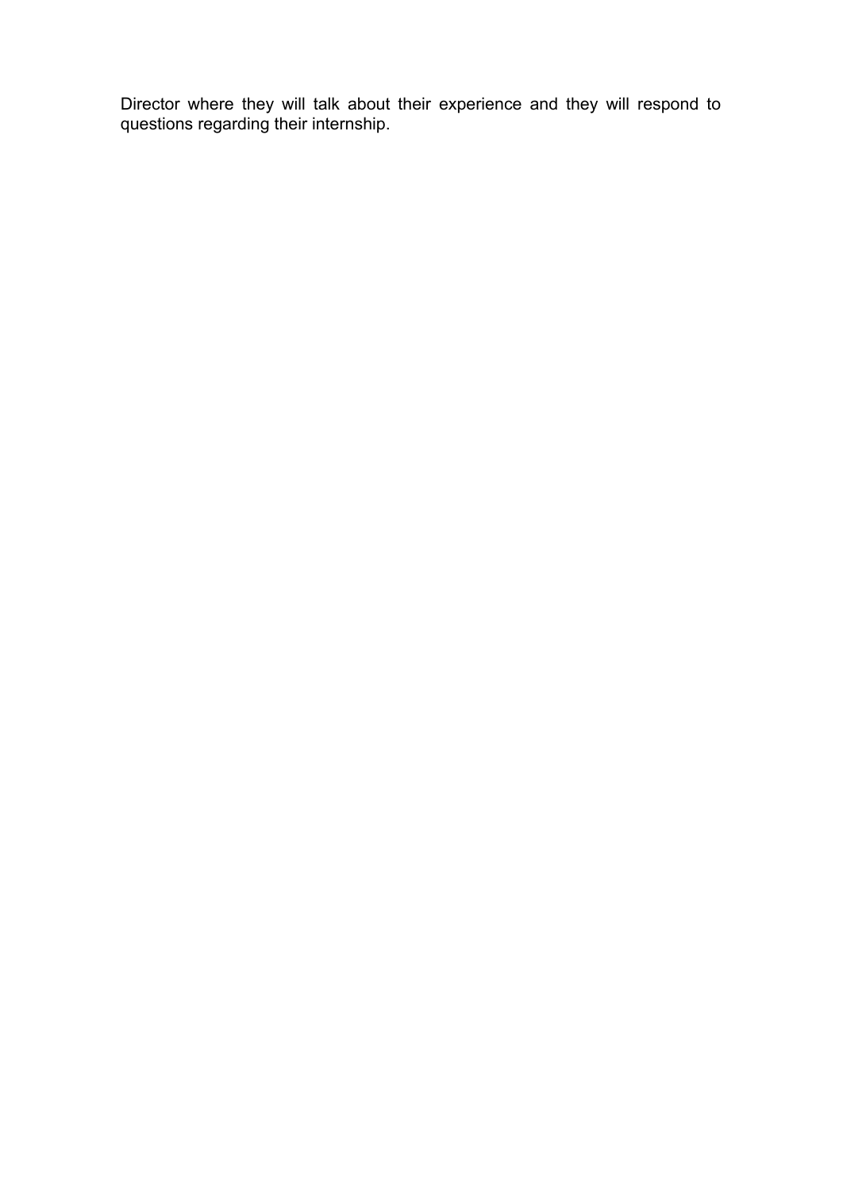Director where they will talk about their experience and they will respond to questions regarding their internship.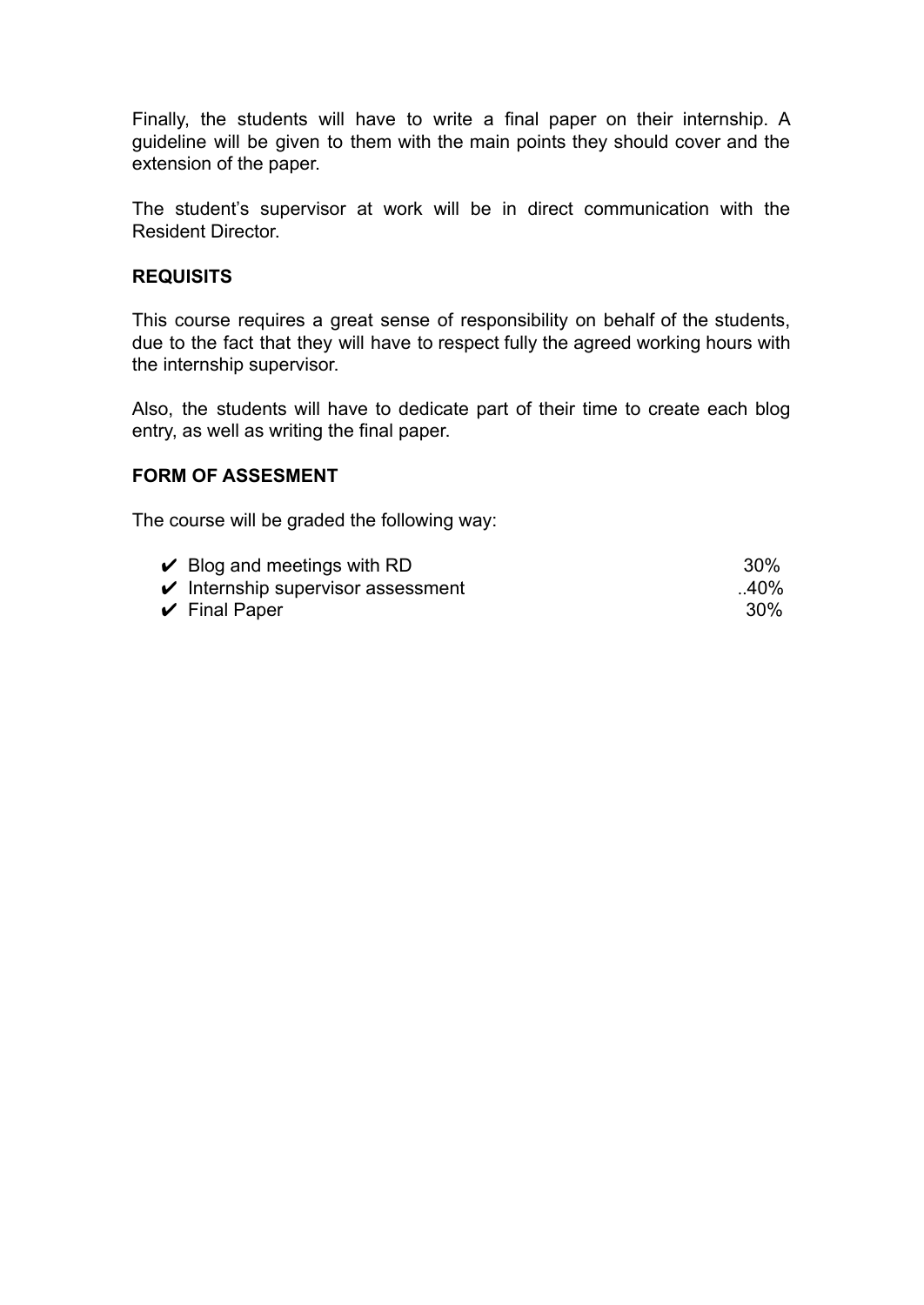Finally, the students will have to write a final paper on their internship. A guideline will be given to them with the main points they should cover and the extension of the paper.

The student's supervisor at work will be in direct communication with the Resident Director.

**REQUISITS**

This course requires a great sense of responsibility on behalf of the students, due to the fact that they will have to respect fully the agreed working hours with the internship supervisor.

Also, the students will have to dedicate part of their time to create each blog entry, as well as writing the final paper.

**FORM OF ASSESMENT**

The course will be graded the following way:

- ✔ Blog and meetings with RD 30%
- ✔ Internship supervisor assessment ..40%
- ✔ Final Paper 30%